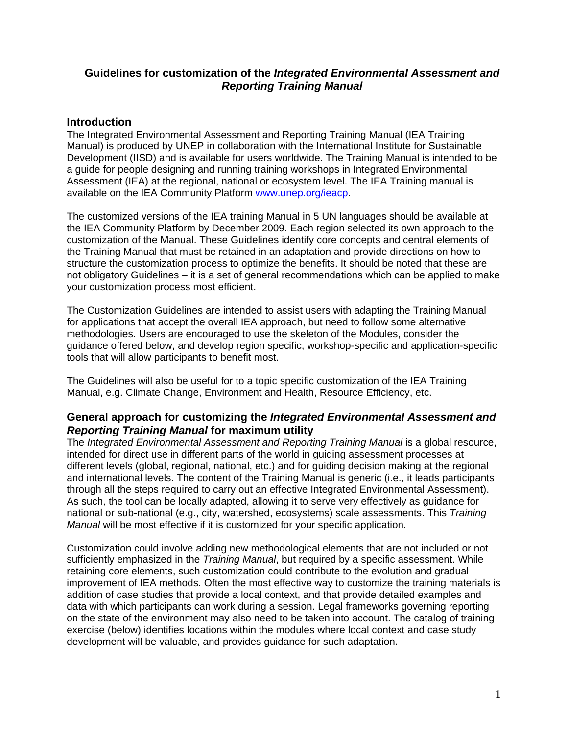# Guidelines for customization of the *Integrated Environmental Assessment and Reporting Training Manual*

## Introduction

The Integrated Environmental Assessment and Reporting Training Manual (IEA Training Manual) is produced by UNEP in collaboration with the International Institute for Sustainable Development (IISD) and is available for users worldwide. The Training Manual is intended to be a guide for people designing and running training workshops in Integrated Environmental Assessment (IEA) at the regional, national or ecosystem level. The IEA Training manual is available on the IEA Community Platform [www.unep.org/ieacp](www.unep.org/ieacp).

The customized versions of the IEA training Manual in 5 UN languages should be available at the IEA Community Platform by December 2009. Each region selected its own approach to the customization of the Manual. These Guidelines identify core concepts and central elements of the Training Manual that must be retained in an adaptation and provide directions on how to structure the customization process to optimize the benefits. It should be noted that these are not obligatory Guidelines – it is a set of general recommendations which can be applied to make your customization process most efficient.

The Customization Guidelines are intended to assist users with adapting the Training Manual for applications that accept the overall IEA approach, but need to follow some alternative methodologies. Users are encouraged to use the skeleton of the Modules, consider the guidance offered below, and develop region specific, workshop-specific and application-specific tools that will allow participants to benefit most.

The Guidelines will also be useful for to a topic specific customization of the IEA Training Manual, e.g. Climate Change, Environment and Health, Resource Efficiency, etc.

## General approach for customizing the *Integrated Environmental Assessment and Reporting Training Manual* for maximum utility

The *Integrated Environmental Assessment and Reporting Training Manual* is a global resource, intended for direct use in different parts of the world in guiding assessment processes at different levels (global, regional, national, etc.) and for guiding decision making at the regional and international levels. The content of the Training Manual is generic (i.e., it leads participants through all the steps required to carry out an effective Integrated Environmental Assessment). As such, the tool can be locally adapted, allowing it to serve very effectively as guidance for national or sub-national (e.g., city, watershed, ecosystems) scale assessments. This *Training Manual* will be most effective if it is customized for your specific application.

Customization could involve adding new methodological elements that are not included or not sufficiently emphasized in the *Training Manual*, but required by a specific assessment. While retaining core elements, such customization could contribute to the evolution and gradual improvement of IEA methods. Often the most effective way to customize the training materials is addition of case studies that provide a local context, and that provide detailed examples and data with which participants can work during a session. Legal frameworks governing reporting on the state of the environment may also need to be taken into account. The catalog of training exercise (below) identifies locations within the modules where local context and case study development will be valuable, and provides guidance for such adaptation.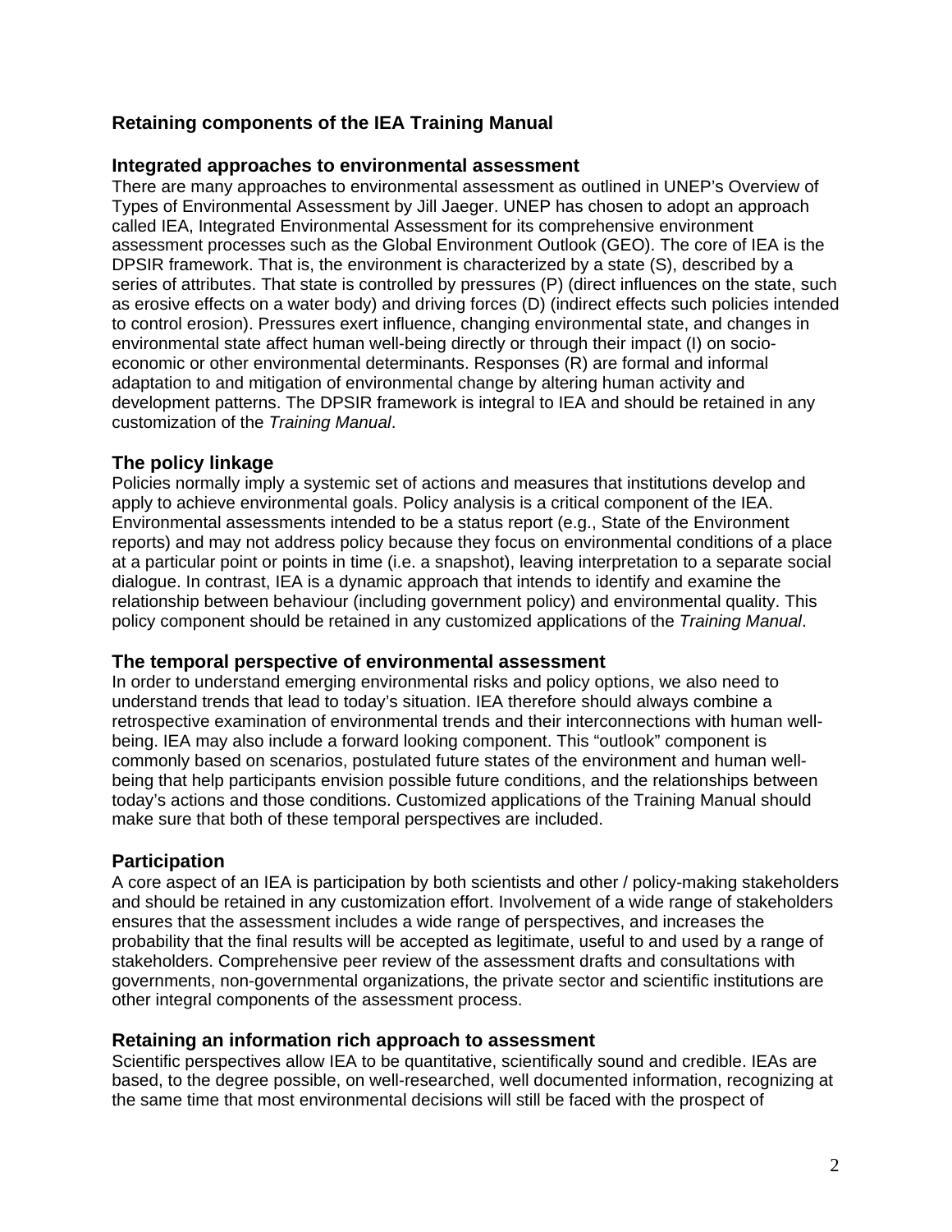## Retaining components of the IEA Training Manual

### Integrated approaches to environmental assessment

There are many approaches to environmental assessment as outlined in UNEP's Overview of Types of Environmental Assessment by Jill Jaeger. UNEP has chosen to adopt an approach called IEA, Integrated Environmental Assessment for its comprehensive environment assessment processes such as the Global Environment Outlook (GEO). The core of IEA is the DPSIR framework. That is, the environment is characterized by a state (S), described by a series of attributes. That state is controlled by pressures (P) (direct influences on the state, such as erosive effects on a water body) and driving forces (D) (indirect effects such policies intended to control erosion). Pressures exert influence, changing environmental state, and changes in environmental state affect human well-being directly or through their impact (I) on socio-economic or other environmental determinants. Responses (R) are formal and informal adaptation to and mitigation of environmental change by altering human activity and development patterns. The DPSIR framework is integral to IEA and should be retained in any customization of the *Training Manual*.

### The policy linkage

Policies normally imply a systemic set of actions and measures that institutions develop and apply to achieve environmental goals. Policy analysis is a critical component of the IEA. Environmental assessments intended to be a status report (e.g., State of the Environment reports) and may not address policy because they focus on environmental conditions of a place at a particular point or points in time (i.e. a snapshot), leaving interpretation to a separate social dialogue. In contrast, IEA is a dynamic approach that intends to identify and examine the relationship between behaviour (including government policy) and environmental quality. This policy component should be retained in any customized applications of the *Training Manual*.

### The temporal perspective of environmental assessment

In order to understand emerging environmental risks and policy options, we also need to understand trends that lead to today's situation. IEA therefore should always combine a retrospective examination of environmental trends and their interconnections with human well-being. IEA may also include a forward looking component. This "outlook" component is commonly based on scenarios, postulated future states of the environment and human well-being that help participants envision possible future conditions, and the relationships between today's actions and those conditions. Customized applications of the Training Manual should make sure that both of these temporal perspectives are included.

### Participation

A core aspect of an IEA is participation by both scientists and other / policy-making stakeholders and should be retained in any customization effort. Involvement of a wide range of stakeholders ensures that the assessment includes a wide range of perspectives, and increases the probability that the final results will be accepted as legitimate, useful to and used by a range of stakeholders. Comprehensive peer review of the assessment drafts and consultations with governments, non-governmental organizations, the private sector and scientific institutions are other integral components of the assessment process.

### Retaining an information rich approach to assessment

Scientific perspectives allow IEA to be quantitative, scientifically sound and credible. IEAs are based, to the degree possible, on well-researched, well documented information, recognizing at the same time that most environmental decisions will still be faced with the prospect of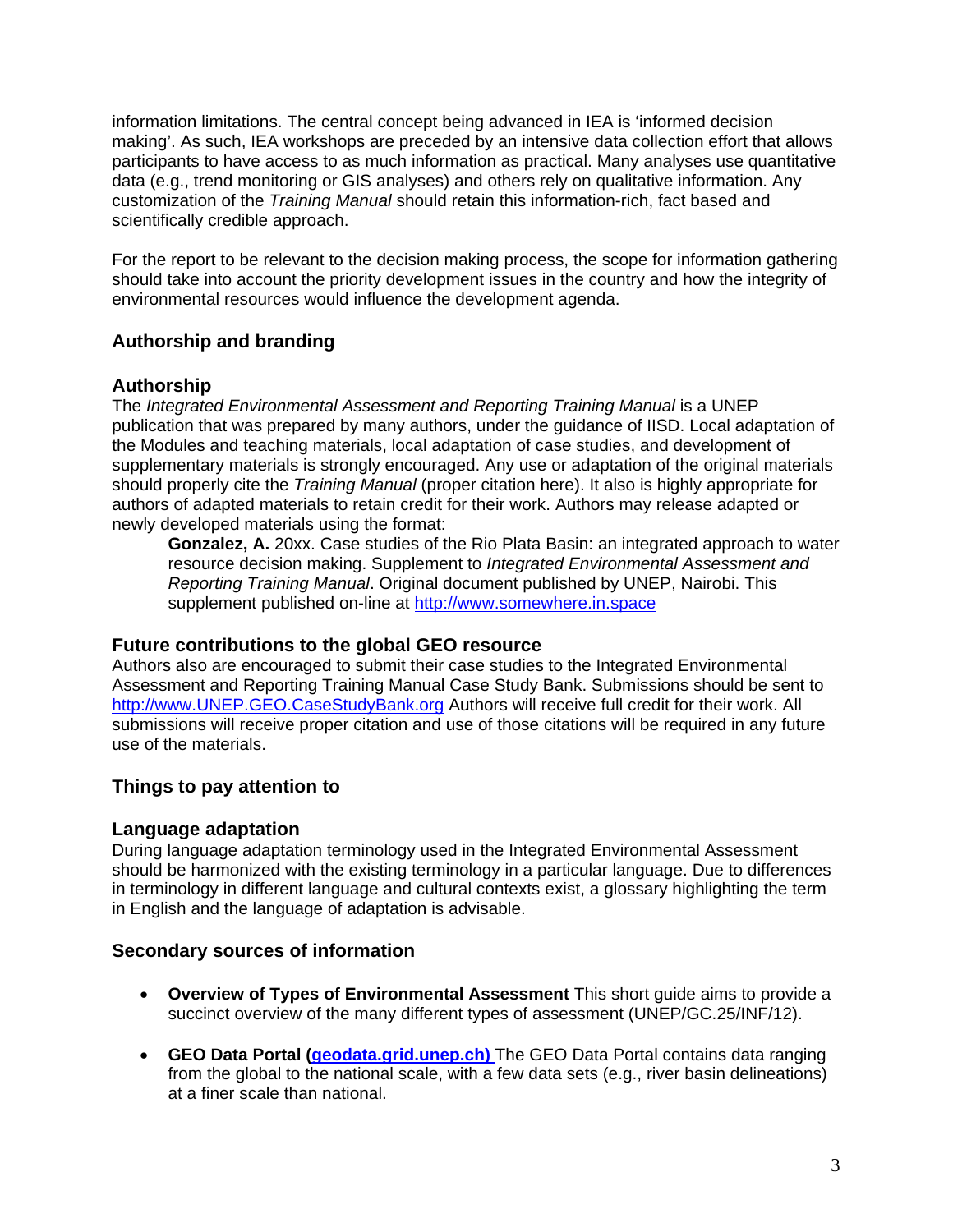information limitations. The central concept being advanced in IEA is 'informed decision making'. As such, IEA workshops are preceded by an intensive data collection effort that allows participants to have access to as much information as practical. Many analyses use quantitative data (e.g., trend monitoring or GIS analyses) and others rely on qualitative information. Any customization of the *Training Manual* should retain this information-rich, fact based and scientifically credible approach.

For the report to be relevant to the decision making process, the scope for information gathering should take into account the priority development issues in the country and how the integrity of environmental resources would influence the development agenda.

## Authorship and branding

### Authorship

The *Integrated Environmental Assessment and Reporting Training Manual* is a UNEP publication that was prepared by many authors, under the guidance of IISD. Local adaptation of the Modules and teaching materials, local adaptation of case studies, and development of supplementary materials is strongly encouraged. Any use or adaptation of the original materials should properly cite the *Training Manual* (proper citation here). It also is highly appropriate for authors of adapted materials to retain credit for their work. Authors may release adapted or newly developed materials using the format:

> **Gonzalez, A.** 20xx. Case studies of the Rio Plata Basin: an integrated approach to water resource decision making. Supplement to *Integrated Environmental Assessment and Reporting Training Manual*. Original document published by UNEP, Nairobi. This supplement published on-line at http://www.somewhere.in.space

### Future contributions to the global GEO resource

Authors also are encouraged to submit their case studies to the Integrated Environmental Assessment and Reporting Training Manual Case Study Bank. Submissions should be sent to http://www.UNEP.GEO.CaseStudyBank.org Authors will receive full credit for their work. All submissions will receive proper citation and use of those citations will be required in any future use of the materials.

## Things to pay attention to

### Language adaptation

During language adaptation terminology used in the Integrated Environmental Assessment should be harmonized with the existing terminology in a particular language. Due to differences in terminology in different language and cultural contexts exist, a glossary highlighting the term in English and the language of adaptation is advisable.

### Secondary sources of information

- **Overview of Types of Environmental Assessment** This short guide aims to provide a succinct overview of the many different types of assessment (UNEP/GC.25/INF/12).

- **GEO Data Portal (geodata.grid.unep.ch)** The GEO Data Portal contains data ranging from the global to the national scale, with a few data sets (e.g., river basin delineations) at a finer scale than national.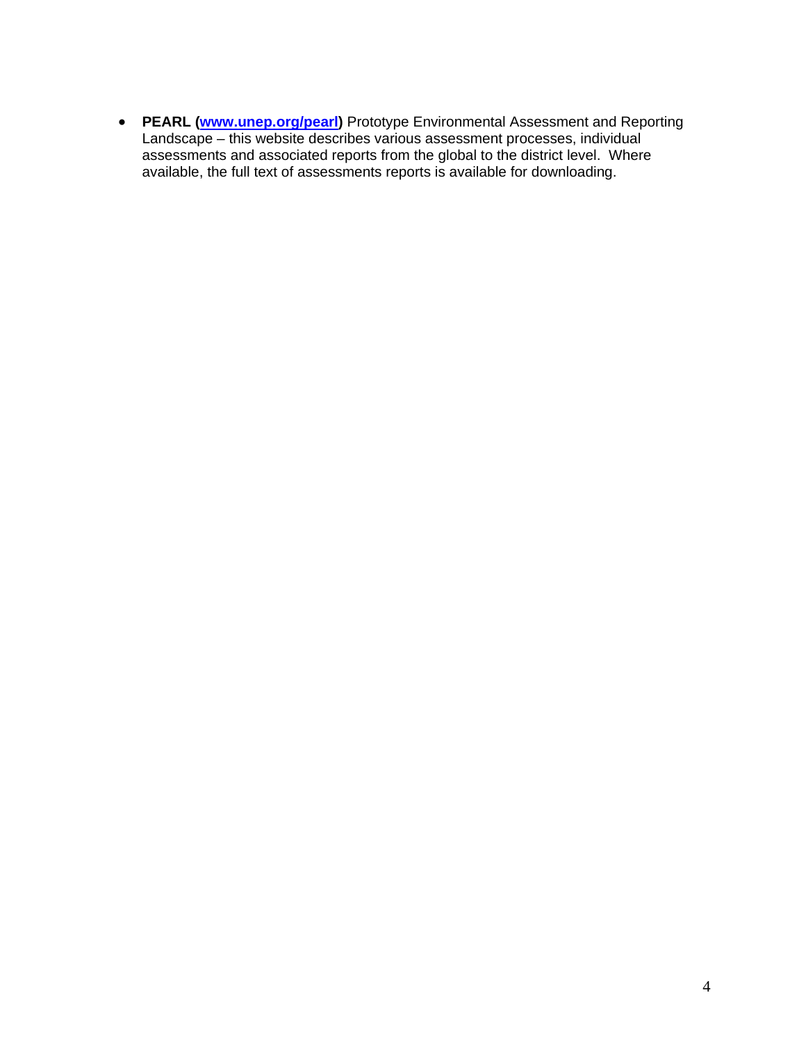- **PEARL ([www.unep.org/pearl](www.unep.org/pearl))** Prototype Environmental Assessment and Reporting Landscape – this website describes various assessment processes, individual assessments and associated reports from the global to the district level. Where available, the full text of assessments reports is available for downloading.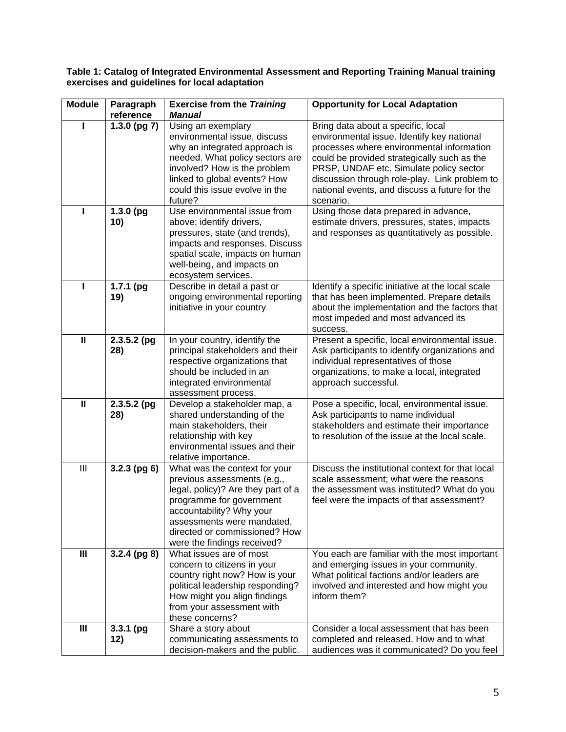**Table 1: Catalog of Integrated Environmental Assessment and Reporting Training Manual training exercises and guidelines for local adaptation**

| Module | Paragraph reference | Exercise from the *Training Manual* | Opportunity for Local Adaptation |
|---|---|---|---|
| **I** | **1.3.0 (pg 7)** | Using an exemplary environmental issue, discuss why an integrated approach is needed. What policy sectors are involved? How is the problem linked to global events? How could this issue evolve in the future? | Bring data about a specific, local environmental issue. Identify key national processes where environmental information could be provided strategically such as the PRSP, UNDAF etc. Simulate policy sector discussion through role-play. Link problem to national events, and discuss a future for the scenario. |
| **I** | **1.3.0 (pg 10)** | Use environmental issue from above; identify drivers, pressures, state (and trends), impacts and responses. Discuss spatial scale, impacts on human well-being, and impacts on ecosystem services. | Using those data prepared in advance, estimate drivers, pressures, states, impacts and responses as quantitatively as possible. |
| **I** | **1.7.1 (pg 19)** | Describe in detail a past or ongoing environmental reporting initiative in your country | Identify a specific initiative at the local scale that has been implemented. Prepare details about the implementation and the factors that most impeded and most advanced its success. |
| **II** | **2.3.5.2 (pg 28)** | In your country, identify the principal stakeholders and their respective organizations that should be included in an integrated environmental assessment process. | Present a specific, local environmental issue. Ask participants to identify organizations and individual representatives of those organizations, to make a local, integrated approach successful. |
| **II** | **2.3.5.2 (pg 28)** | Develop a stakeholder map, a shared understanding of the main stakeholders, their relationship with key environmental issues and their relative importance. | Pose a specific, local, environmental issue. Ask participants to name individual stakeholders and estimate their importance to resolution of the issue at the local scale. |
| III | **3.2.3 (pg 6)** | What was the context for your previous assessments (e.g., legal, policy)? Are they part of a programme for government accountability? Why your assessments were mandated, directed or commissioned? How were the findings received? | Discuss the institutional context for that local scale assessment; what were the reasons the assessment was instituted? What do you feel were the impacts of that assessment? |
| **III** | **3.2.4 (pg 8)** | What issues are of most concern to citizens in your country right now? How is your political leadership responding? How might you align findings from your assessment with these concerns? | You each are familiar with the most important and emerging issues in your community. What political factions and/or leaders are involved and interested and how might you inform them? |
| **III** | **3.3.1 (pg 12)** | Share a story about communicating assessments to decision-makers and the public. | Consider a local assessment that has been completed and released. How and to what audiences was it communicated? Do you feel |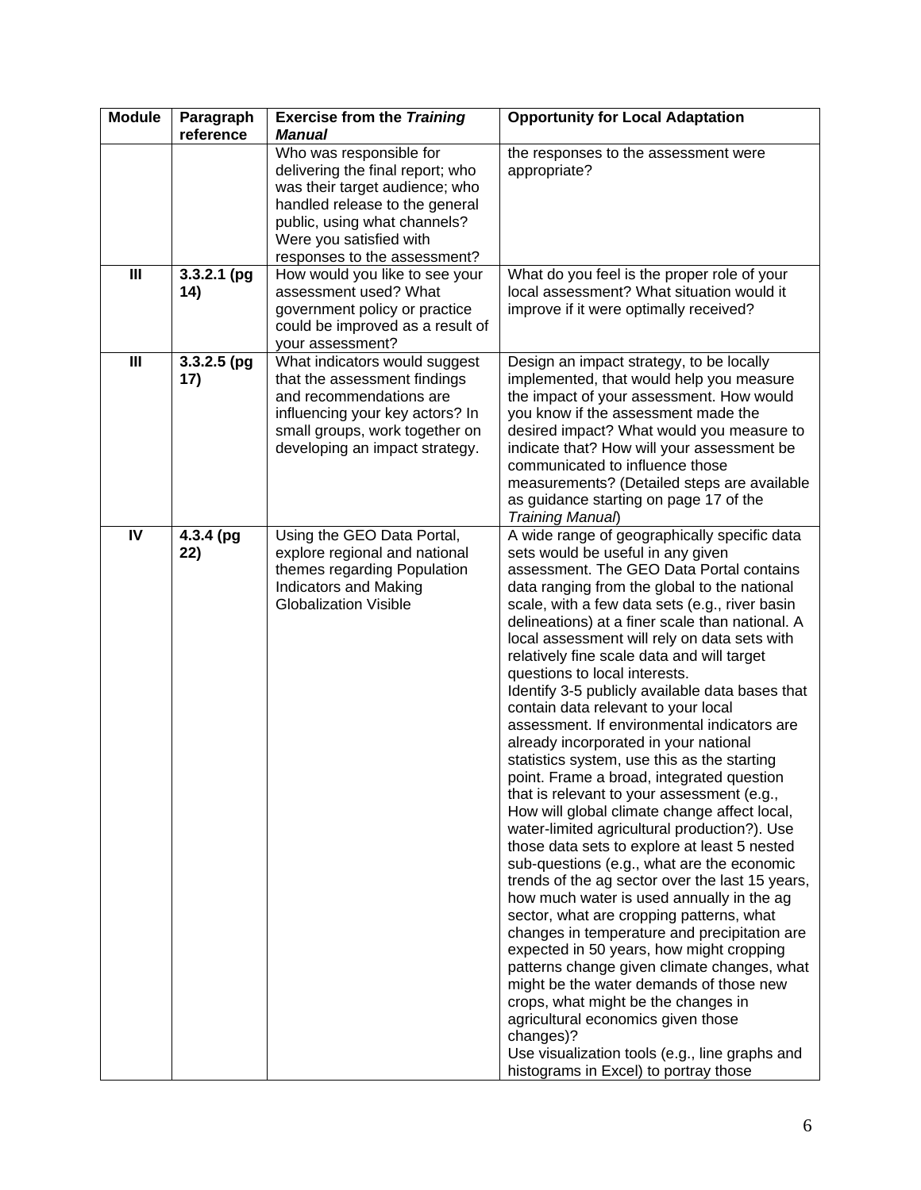| Module | Paragraph reference | Exercise from the *Training Manual* | Opportunity for Local Adaptation |
| --- | --- | --- | --- |
| | | Who was responsible for delivering the final report; who was their target audience; who handled release to the general public, using what channels? Were you satisfied with responses to the assessment? | the responses to the assessment were appropriate? |
| **III** | **3.3.2.1 (pg 14)** | How would you like to see your assessment used? What government policy or practice could be improved as a result of your assessment? | What do you feel is the proper role of your local assessment? What situation would it improve if it were optimally received? |
| **III** | **3.3.2.5 (pg 17)** | What indicators would suggest that the assessment findings and recommendations are influencing your key actors? In small groups, work together on developing an impact strategy. | Design an impact strategy, to be locally implemented, that would help you measure the impact of your assessment. How would you know if the assessment made the desired impact? What would you measure to indicate that? How will your assessment be communicated to influence those measurements? (Detailed steps are available as guidance starting on page 17 of the *Training Manual*) |
| **IV** | **4.3.4 (pg 22)** | Using the GEO Data Portal, explore regional and national themes regarding Population Indicators and Making Globalization Visible | A wide range of geographically specific data sets would be useful in any given assessment. The GEO Data Portal contains data ranging from the global to the national scale, with a few data sets (e.g., river basin delineations) at a finer scale than national. A local assessment will rely on data sets with relatively fine scale data and will target questions to local interests.<br>Identify 3-5 publicly available data bases that contain data relevant to your local assessment. If environmental indicators are already incorporated in your national statistics system, use this as the starting point. Frame a broad, integrated question that is relevant to your assessment (e.g., How will global climate change affect local, water-limited agricultural production?). Use those data sets to explore at least 5 nested sub-questions (e.g., what are the economic trends of the ag sector over the last 15 years, how much water is used annually in the ag sector, what are cropping patterns, what changes in temperature and precipitation are expected in 50 years, how might cropping patterns change given climate changes, what might be the water demands of those new crops, what might be the changes in agricultural economics given those changes)?<br>Use visualization tools (e.g., line graphs and histograms in Excel) to portray those |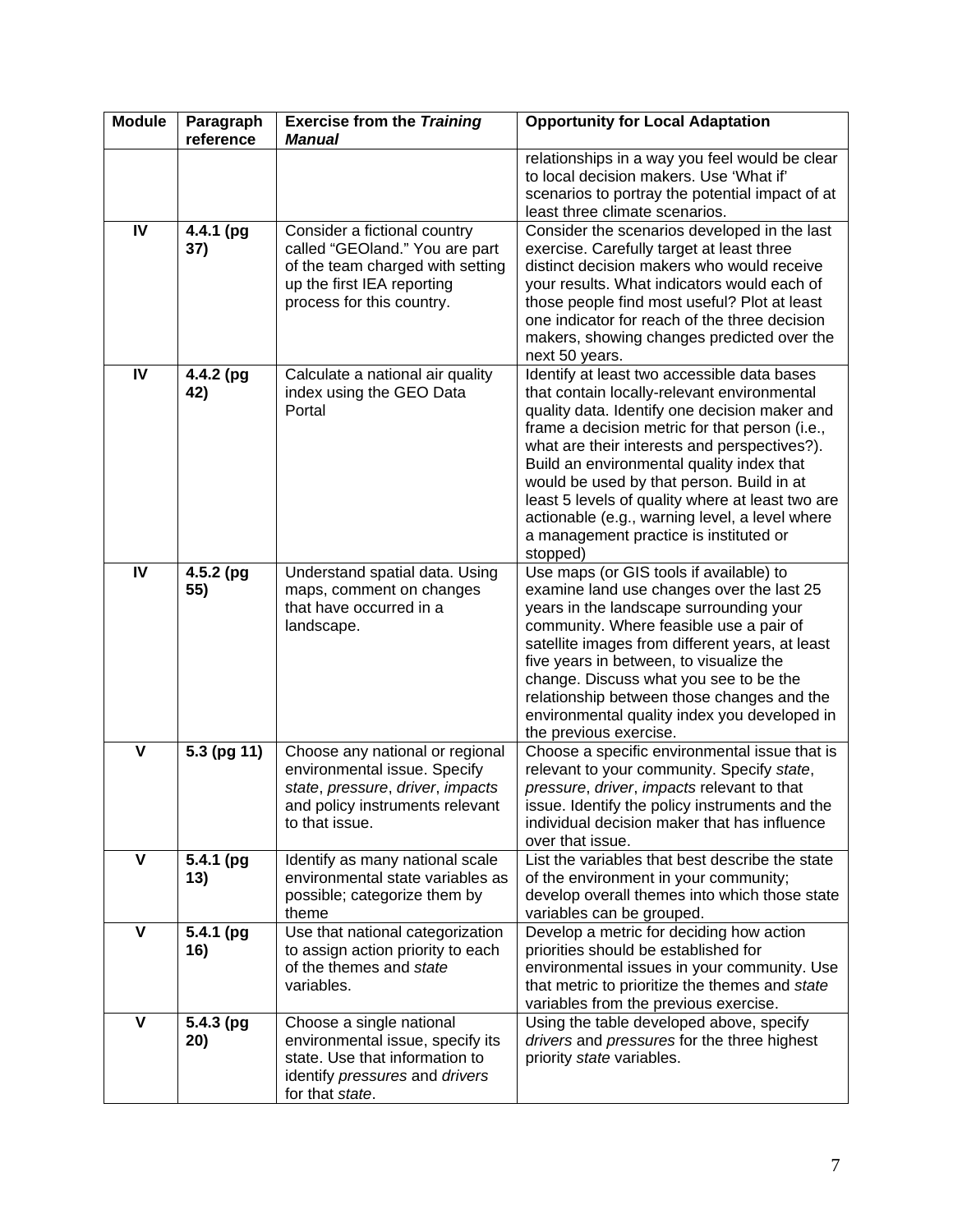| Module | Paragraph reference | Exercise from the *Training Manual* | Opportunity for Local Adaptation |
|---|---|---|---|
| | | | relationships in a way you feel would be clear to local decision makers. Use 'What if' scenarios to portray the potential impact of at least three climate scenarios. |
| **IV** | **4.4.1 (pg 37)** | Consider a fictional country called "GEOland." You are part of the team charged with setting up the first IEA reporting process for this country. | Consider the scenarios developed in the last exercise. Carefully target at least three distinct decision makers who would receive your results. What indicators would each of those people find most useful? Plot at least one indicator for reach of the three decision makers, showing changes predicted over the next 50 years. |
| **IV** | **4.4.2 (pg 42)** | Calculate a national air quality index using the GEO Data Portal | Identify at least two accessible data bases that contain locally-relevant environmental quality data. Identify one decision maker and frame a decision metric for that person (i.e., what are their interests and perspectives?). Build an environmental quality index that would be used by that person. Build in at least 5 levels of quality where at least two are actionable (e.g., warning level, a level where a management practice is instituted or stopped) |
| **IV** | **4.5.2 (pg 55)** | Understand spatial data. Using maps, comment on changes that have occurred in a landscape. | Use maps (or GIS tools if available) to examine land use changes over the last 25 years in the landscape surrounding your community. Where feasible use a pair of satellite images from different years, at least five years in between, to visualize the change. Discuss what you see to be the relationship between those changes and the environmental quality index you developed in the previous exercise. |
| **V** | **5.3 (pg 11)** | Choose any national or regional environmental issue. Specify *state*, *pressure*, *driver*, *impacts* and policy instruments relevant to that issue. | Choose a specific environmental issue that is relevant to your community. Specify *state*, *pressure*, *driver*, *impacts* relevant to that issue. Identify the policy instruments and the individual decision maker that has influence over that issue. |
| **V** | **5.4.1 (pg 13)** | Identify as many national scale environmental state variables as possible; categorize them by theme | List the variables that best describe the state of the environment in your community; develop overall themes into which those state variables can be grouped. |
| **V** | **5.4.1 (pg 16)** | Use that national categorization to assign action priority to each of the themes and *state* variables. | Develop a metric for deciding how action priorities should be established for environmental issues in your community. Use that metric to prioritize the themes and *state* variables from the previous exercise. |
| **V** | **5.4.3 (pg 20)** | Choose a single national environmental issue, specify its state. Use that information to identify *pressures* and *drivers* for that *state*. | Using the table developed above, specify *drivers* and *pressures* for the three highest priority *state* variables. |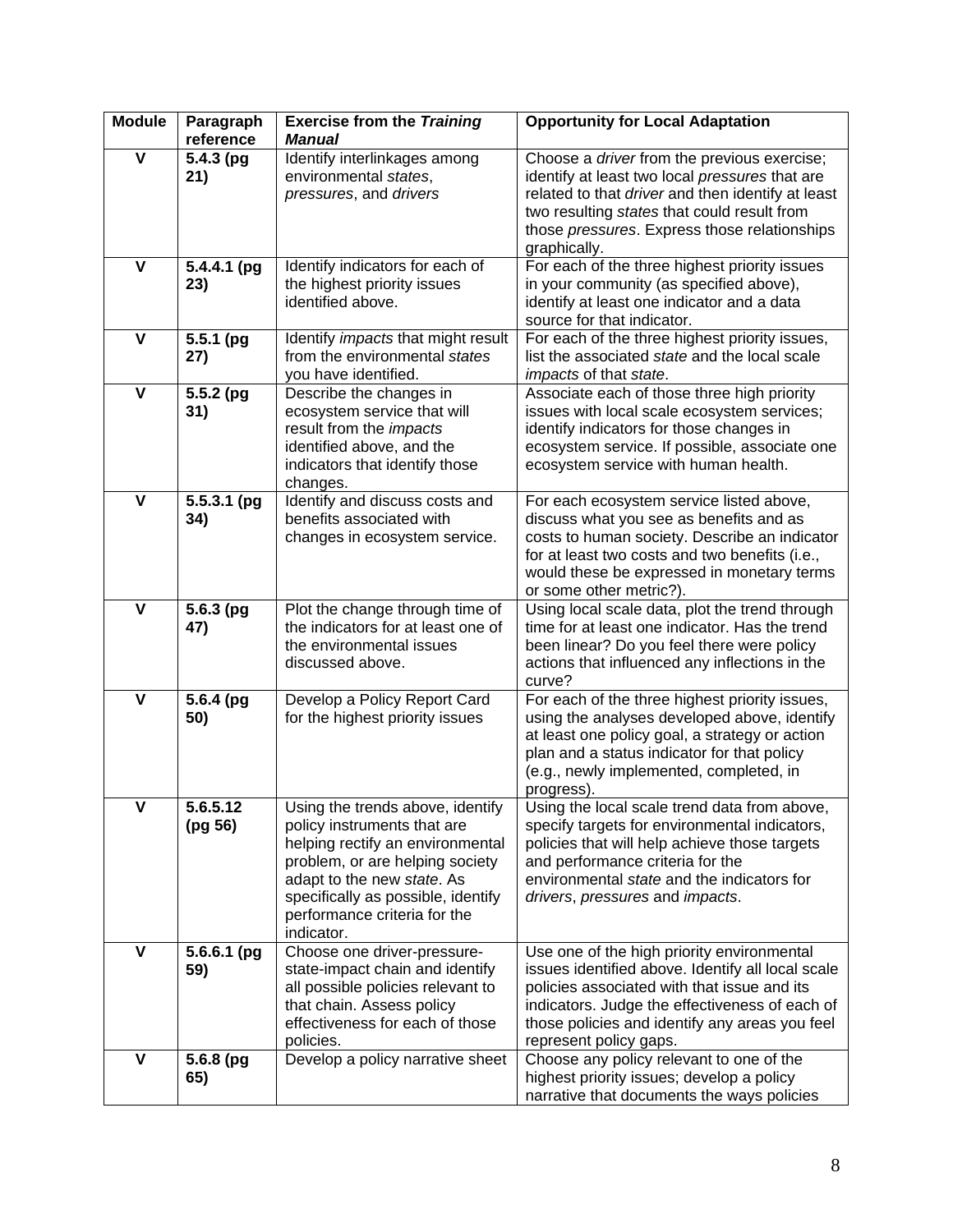| Module | Paragraph reference | Exercise from the *Training Manual* | Opportunity for Local Adaptation |
|---|---|---|---|
| **V** | **5.4.3 (pg 21)** | Identify interlinkages among environmental *states*, *pressures*, and *drivers* | Choose a *driver* from the previous exercise; identify at least two local *pressures* that are related to that *driver* and then identify at least two resulting *states* that could result from those *pressures*. Express those relationships graphically. |
| **V** | **5.4.4.1 (pg 23)** | Identify indicators for each of the highest priority issues identified above. | For each of the three highest priority issues in your community (as specified above), identify at least one indicator and a data source for that indicator. |
| **V** | **5.5.1 (pg 27)** | Identify *impacts* that might result from the environmental *states* you have identified. | For each of the three highest priority issues, list the associated *state* and the local scale *impacts* of that *state*. |
| **V** | **5.5.2 (pg 31)** | Describe the changes in ecosystem service that will result from the *impacts* identified above, and the indicators that identify those changes. | Associate each of those three high priority issues with local scale ecosystem services; identify indicators for those changes in ecosystem service. If possible, associate one ecosystem service with human health. |
| **V** | **5.5.3.1 (pg 34)** | Identify and discuss costs and benefits associated with changes in ecosystem service. | For each ecosystem service listed above, discuss what you see as benefits and as costs to human society. Describe an indicator for at least two costs and two benefits (i.e., would these be expressed in monetary terms or some other metric?). |
| **V** | **5.6.3 (pg 47)** | Plot the change through time of the indicators for at least one of the environmental issues discussed above. | Using local scale data, plot the trend through time for at least one indicator. Has the trend been linear? Do you feel there were policy actions that influenced any inflections in the curve? |
| **V** | **5.6.4 (pg 50)** | Develop a Policy Report Card for the highest priority issues | For each of the three highest priority issues, using the analyses developed above, identify at least one policy goal, a strategy or action plan and a status indicator for that policy (e.g., newly implemented, completed, in progress). |
| **V** | **5.6.5.12 (pg 56)** | Using the trends above, identify policy instruments that are helping rectify an environmental problem, or are helping society adapt to the new *state*. As specifically as possible, identify performance criteria for the indicator. | Using the local scale trend data from above, specify targets for environmental indicators, policies that will help achieve those targets and performance criteria for the environmental *state* and the indicators for *drivers*, *pressures* and *impacts*. |
| **V** | **5.6.6.1 (pg 59)** | Choose one driver-pressure-state-impact chain and identify all possible policies relevant to that chain. Assess policy effectiveness for each of those policies. | Use one of the high priority environmental issues identified above. Identify all local scale policies associated with that issue and its indicators. Judge the effectiveness of each of those policies and identify any areas you feel represent policy gaps. |
| **V** | **5.6.8 (pg 65)** | Develop a policy narrative sheet | Choose any policy relevant to one of the highest priority issues; develop a policy narrative that documents the ways policies |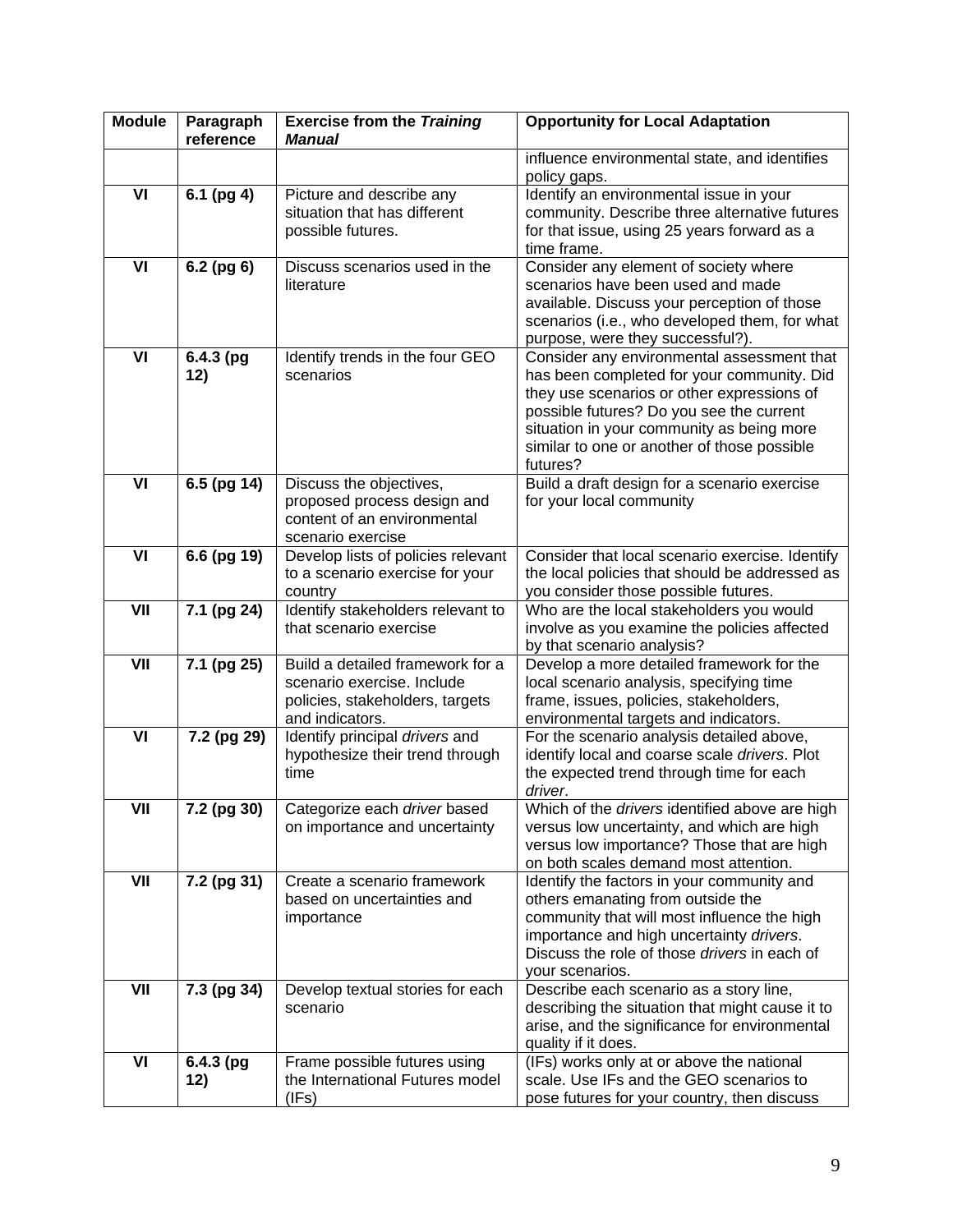| Module | Paragraph reference | Exercise from the *Training Manual* | Opportunity for Local Adaptation |
|---|---|---|---|
| | | | influence environmental state, and identifies policy gaps. |
| VI | 6.1 (pg 4) | Picture and describe any situation that has different possible futures. | Identify an environmental issue in your community. Describe three alternative futures for that issue, using 25 years forward as a time frame. |
| VI | 6.2 (pg 6) | Discuss scenarios used in the literature | Consider any element of society where scenarios have been used and made available. Discuss your perception of those scenarios (i.e., who developed them, for what purpose, were they successful?). |
| VI | 6.4.3 (pg 12) | Identify trends in the four GEO scenarios | Consider any environmental assessment that has been completed for your community. Did they use scenarios or other expressions of possible futures? Do you see the current situation in your community as being more similar to one or another of those possible futures? |
| VI | 6.5 (pg 14) | Discuss the objectives, proposed process design and content of an environmental scenario exercise | Build a draft design for a scenario exercise for your local community |
| VI | 6.6 (pg 19) | Develop lists of policies relevant to a scenario exercise for your country | Consider that local scenario exercise. Identify the local policies that should be addressed as you consider those possible futures. |
| VII | 7.1 (pg 24) | Identify stakeholders relevant to that scenario exercise | Who are the local stakeholders you would involve as you examine the policies affected by that scenario analysis? |
| VII | 7.1 (pg 25) | Build a detailed framework for a scenario exercise. Include policies, stakeholders, targets and indicators. | Develop a more detailed framework for the local scenario analysis, specifying time frame, issues, policies, stakeholders, environmental targets and indicators. |
| VI | 7.2 (pg 29) | Identify principal *drivers* and hypothesize their trend through time | For the scenario analysis detailed above, identify local and coarse scale *drivers*. Plot the expected trend through time for each *driver*. |
| VII | 7.2 (pg 30) | Categorize each *driver* based on importance and uncertainty | Which of the *drivers* identified above are high versus low uncertainty, and which are high versus low importance? Those that are high on both scales demand most attention. |
| VII | 7.2 (pg 31) | Create a scenario framework based on uncertainties and importance | Identify the factors in your community and others emanating from outside the community that will most influence the high importance and high uncertainty *drivers*. Discuss the role of those *drivers* in each of your scenarios. |
| VII | 7.3 (pg 34) | Develop textual stories for each scenario | Describe each scenario as a story line, describing the situation that might cause it to arise, and the significance for environmental quality if it does. |
| VI | 6.4.3 (pg 12) | Frame possible futures using the International Futures model (IFs) | (IFs) works only at or above the national scale. Use IFs and the GEO scenarios to pose futures for your country, then discuss |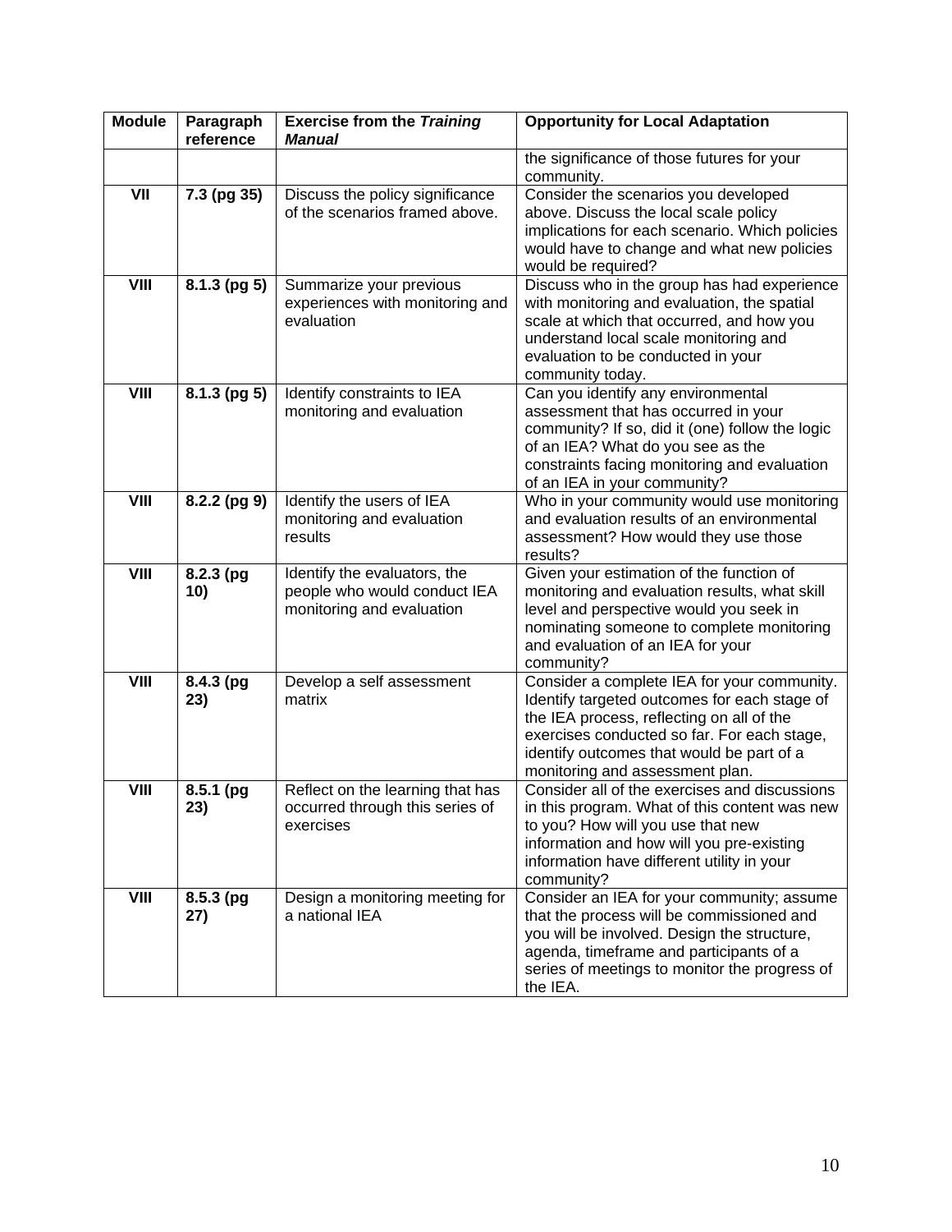| Module | Paragraph reference | Exercise from the *Training Manual* | Opportunity for Local Adaptation |
|---|---|---|---|
| | | | the significance of those futures for your community. |
| **VII** | **7.3 (pg 35)** | Discuss the policy significance of the scenarios framed above. | Consider the scenarios you developed above. Discuss the local scale policy implications for each scenario. Which policies would have to change and what new policies would be required? |
| **VIII** | **8.1.3 (pg 5)** | Summarize your previous experiences with monitoring and evaluation | Discuss who in the group has had experience with monitoring and evaluation, the spatial scale at which that occurred, and how you understand local scale monitoring and evaluation to be conducted in your community today. |
| **VIII** | **8.1.3 (pg 5)** | Identify constraints to IEA monitoring and evaluation | Can you identify any environmental assessment that has occurred in your community? If so, did it (one) follow the logic of an IEA? What do you see as the constraints facing monitoring and evaluation of an IEA in your community? |
| **VIII** | **8.2.2 (pg 9)** | Identify the users of IEA monitoring and evaluation results | Who in your community would use monitoring and evaluation results of an environmental assessment? How would they use those results? |
| **VIII** | **8.2.3 (pg 10)** | Identify the evaluators, the people who would conduct IEA monitoring and evaluation | Given your estimation of the function of monitoring and evaluation results, what skill level and perspective would you seek in nominating someone to complete monitoring and evaluation of an IEA for your community? |
| **VIII** | **8.4.3 (pg 23)** | Develop a self assessment matrix | Consider a complete IEA for your community. Identify targeted outcomes for each stage of the IEA process, reflecting on all of the exercises conducted so far. For each stage, identify outcomes that would be part of a monitoring and assessment plan. |
| **VIII** | **8.5.1 (pg 23)** | Reflect on the learning that has occurred through this series of exercises | Consider all of the exercises and discussions in this program. What of this content was new to you? How will you use that new information and how will you pre-existing information have different utility in your community? |
| **VIII** | **8.5.3 (pg 27)** | Design a monitoring meeting for a national IEA | Consider an IEA for your community; assume that the process will be commissioned and you will be involved. Design the structure, agenda, timeframe and participants of a series of meetings to monitor the progress of the IEA. |